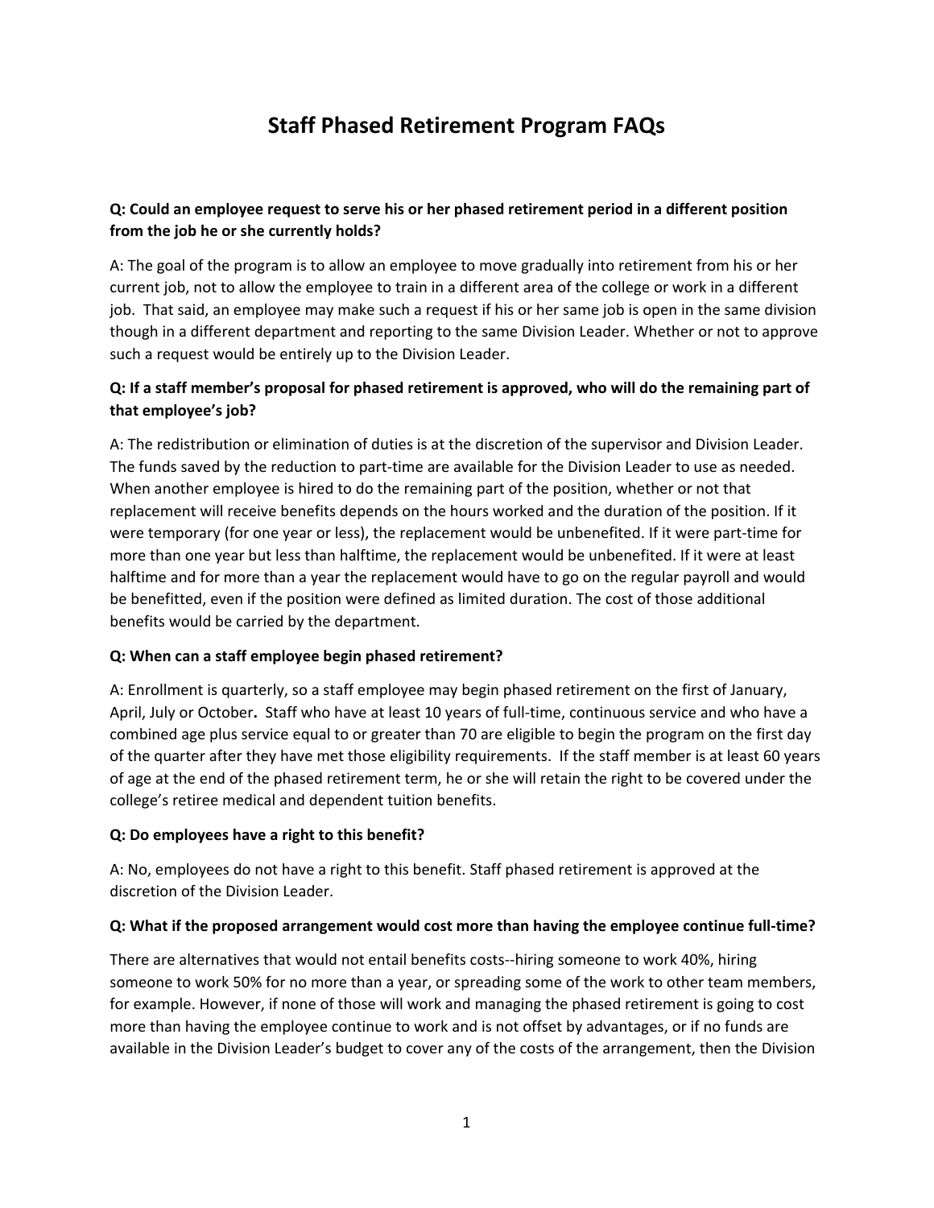# Staff Phased Retirement Program FAQs

**Q: Could an employee request to serve his or her phased retirement period in a different position from the job he or she currently holds?**

A: The goal of the program is to allow an employee to move gradually into retirement from his or her current job, not to allow the employee to train in a different area of the college or work in a different job. That said, an employee may make such a request if his or her same job is open in the same division though in a different department and reporting to the same Division Leader. Whether or not to approve such a request would be entirely up to the Division Leader.

**Q: If a staff member's proposal for phased retirement is approved, who will do the remaining part of that employee's job?**

A: The redistribution or elimination of duties is at the discretion of the supervisor and Division Leader. The funds saved by the reduction to part-time are available for the Division Leader to use as needed. When another employee is hired to do the remaining part of the position, whether or not that replacement will receive benefits depends on the hours worked and the duration of the position. If it were temporary (for one year or less), the replacement would be unbenefited. If it were part-time for more than one year but less than halftime, the replacement would be unbenefited. If it were at least halftime and for more than a year the replacement would have to go on the regular payroll and would be benefitted, even if the position were defined as limited duration. The cost of those additional benefits would be carried by the department.

**Q: When can a staff employee begin phased retirement?**

A: Enrollment is quarterly, so a staff employee may begin phased retirement on the first of January, April, July or October**.** Staff who have at least 10 years of full-time, continuous service and who have a combined age plus service equal to or greater than 70 are eligible to begin the program on the first day of the quarter after they have met those eligibility requirements. If the staff member is at least 60 years of age at the end of the phased retirement term, he or she will retain the right to be covered under the college's retiree medical and dependent tuition benefits.

**Q: Do employees have a right to this benefit?**

A: No, employees do not have a right to this benefit. Staff phased retirement is approved at the discretion of the Division Leader.

**Q: What if the proposed arrangement would cost more than having the employee continue full-time?**

There are alternatives that would not entail benefits costs--hiring someone to work 40%, hiring someone to work 50% for no more than a year, or spreading some of the work to other team members, for example. However, if none of those will work and managing the phased retirement is going to cost more than having the employee continue to work and is not offset by advantages, or if no funds are available in the Division Leader's budget to cover any of the costs of the arrangement, then the Division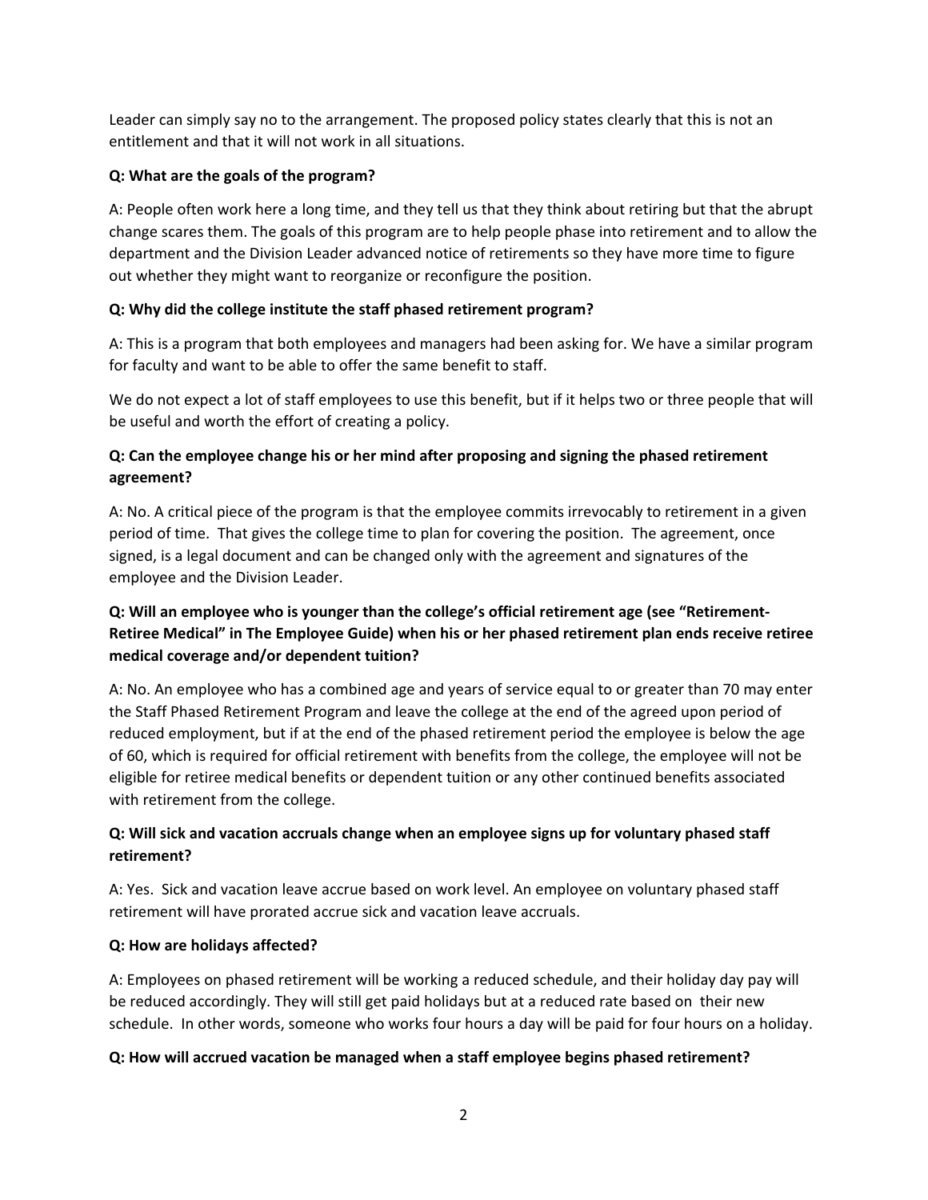Leader can simply say no to the arrangement. The proposed policy states clearly that this is not an entitlement and that it will not work in all situations.

**Q: What are the goals of the program?**

A: People often work here a long time, and they tell us that they think about retiring but that the abrupt change scares them. The goals of this program are to help people phase into retirement and to allow the department and the Division Leader advanced notice of retirements so they have more time to figure out whether they might want to reorganize or reconfigure the position.

**Q: Why did the college institute the staff phased retirement program?**

A: This is a program that both employees and managers had been asking for. We have a similar program for faculty and want to be able to offer the same benefit to staff.

We do not expect a lot of staff employees to use this benefit, but if it helps two or three people that will be useful and worth the effort of creating a policy.

**Q: Can the employee change his or her mind after proposing and signing the phased retirement agreement?**

A: No. A critical piece of the program is that the employee commits irrevocably to retirement in a given period of time. That gives the college time to plan for covering the position. The agreement, once signed, is a legal document and can be changed only with the agreement and signatures of the employee and the Division Leader.

**Q: Will an employee who is younger than the college's official retirement age (see "Retirement-Retiree Medical" in The Employee Guide) when his or her phased retirement plan ends receive retiree medical coverage and/or dependent tuition?**

A: No. An employee who has a combined age and years of service equal to or greater than 70 may enter the Staff Phased Retirement Program and leave the college at the end of the agreed upon period of reduced employment, but if at the end of the phased retirement period the employee is below the age of 60, which is required for official retirement with benefits from the college, the employee will not be eligible for retiree medical benefits or dependent tuition or any other continued benefits associated with retirement from the college.

**Q: Will sick and vacation accruals change when an employee signs up for voluntary phased staff retirement?**

A: Yes. Sick and vacation leave accrue based on work level. An employee on voluntary phased staff retirement will have prorated accrue sick and vacation leave accruals.

**Q: How are holidays affected?**

A: Employees on phased retirement will be working a reduced schedule, and their holiday day pay will be reduced accordingly. They will still get paid holidays but at a reduced rate based on their new schedule. In other words, someone who works four hours a day will be paid for four hours on a holiday.

**Q: How will accrued vacation be managed when a staff employee begins phased retirement?**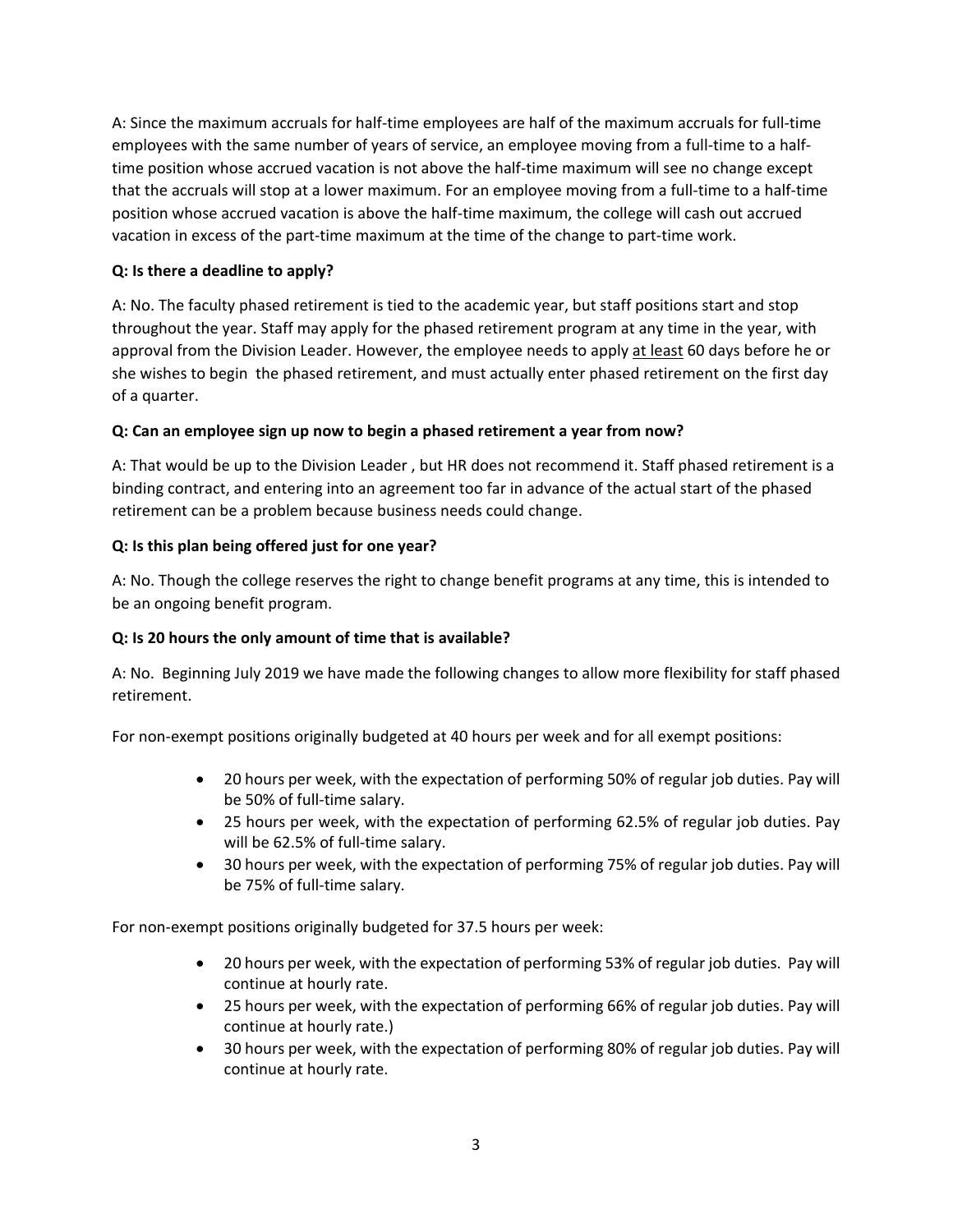A: Since the maximum accruals for half-time employees are half of the maximum accruals for full-time employees with the same number of years of service, an employee moving from a full-time to a half-time position whose accrued vacation is not above the half-time maximum will see no change except that the accruals will stop at a lower maximum. For an employee moving from a full-time to a half-time position whose accrued vacation is above the half-time maximum, the college will cash out accrued vacation in excess of the part-time maximum at the time of the change to part-time work.

**Q: Is there a deadline to apply?**

A: No. The faculty phased retirement is tied to the academic year, but staff positions start and stop throughout the year. Staff may apply for the phased retirement program at any time in the year, with approval from the Division Leader. However, the employee needs to apply <u>at least</u> 60 days before he or she wishes to begin the phased retirement, and must actually enter phased retirement on the first day of a quarter.

**Q: Can an employee sign up now to begin a phased retirement a year from now?**

A: That would be up to the Division Leader , but HR does not recommend it. Staff phased retirement is a binding contract, and entering into an agreement too far in advance of the actual start of the phased retirement can be a problem because business needs could change.

**Q: Is this plan being offered just for one year?**

A: No. Though the college reserves the right to change benefit programs at any time, this is intended to be an ongoing benefit program.

**Q: Is 20 hours the only amount of time that is available?**

A: No. Beginning July 2019 we have made the following changes to allow more flexibility for staff phased retirement.

For non-exempt positions originally budgeted at 40 hours per week and for all exempt positions:

- 20 hours per week, with the expectation of performing 50% of regular job duties. Pay will be 50% of full-time salary.
- 25 hours per week, with the expectation of performing 62.5% of regular job duties. Pay will be 62.5% of full-time salary.
- 30 hours per week, with the expectation of performing 75% of regular job duties. Pay will be 75% of full-time salary.

For non-exempt positions originally budgeted for 37.5 hours per week:

- 20 hours per week, with the expectation of performing 53% of regular job duties. Pay will continue at hourly rate.
- 25 hours per week, with the expectation of performing 66% of regular job duties. Pay will continue at hourly rate.)
- 30 hours per week, with the expectation of performing 80% of regular job duties. Pay will continue at hourly rate.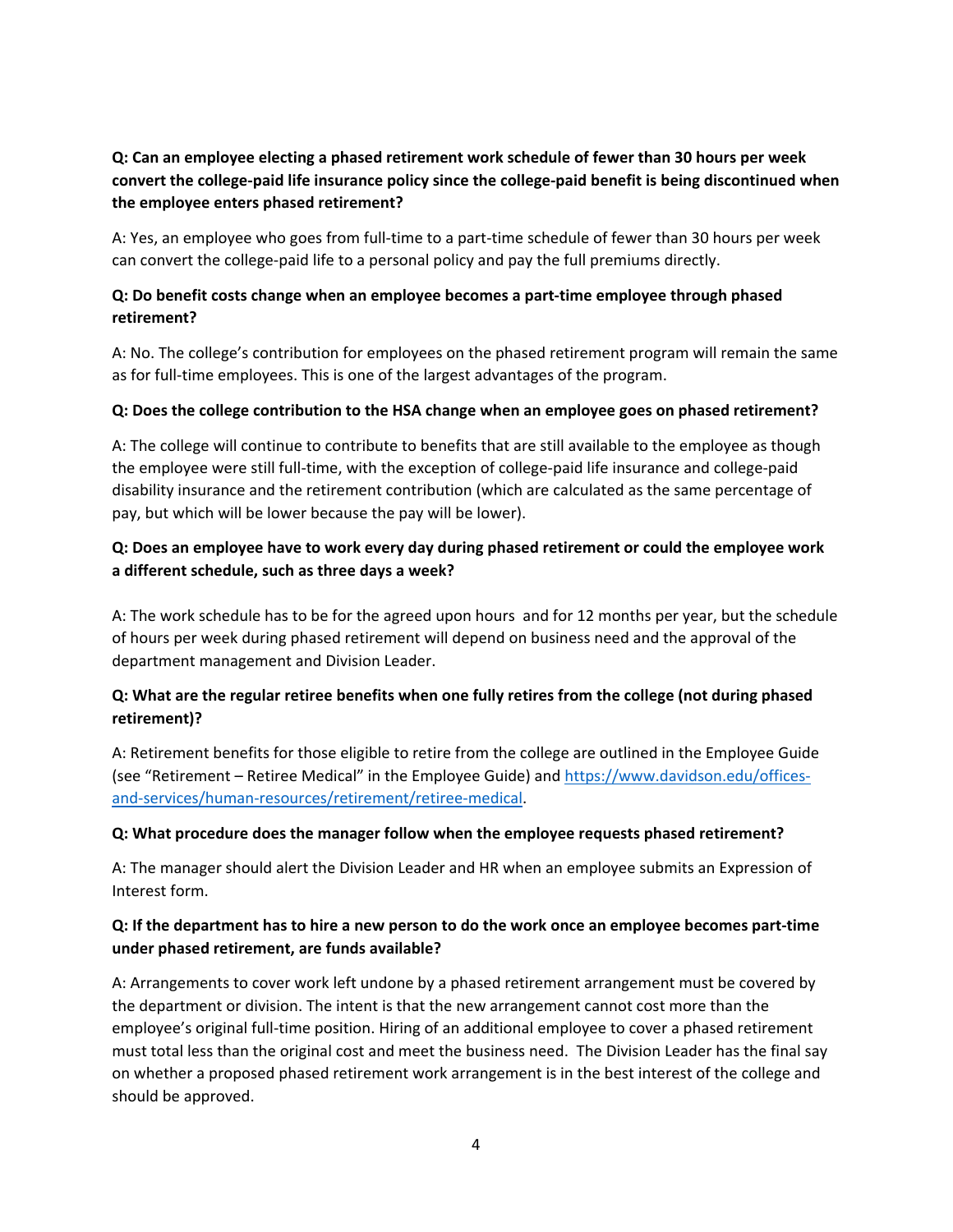**Q: Can an employee electing a phased retirement work schedule of fewer than 30 hours per week convert the college-paid life insurance policy since the college-paid benefit is being discontinued when the employee enters phased retirement?**

A: Yes, an employee who goes from full-time to a part-time schedule of fewer than 30 hours per week can convert the college-paid life to a personal policy and pay the full premiums directly.

**Q: Do benefit costs change when an employee becomes a part-time employee through phased retirement?**

A: No. The college's contribution for employees on the phased retirement program will remain the same as for full-time employees. This is one of the largest advantages of the program.

**Q: Does the college contribution to the HSA change when an employee goes on phased retirement?**

A: The college will continue to contribute to benefits that are still available to the employee as though the employee were still full-time, with the exception of college-paid life insurance and college-paid disability insurance and the retirement contribution (which are calculated as the same percentage of pay, but which will be lower because the pay will be lower).

**Q: Does an employee have to work every day during phased retirement or could the employee work a different schedule, such as three days a week?**

A: The work schedule has to be for the agreed upon hours and for 12 months per year, but the schedule of hours per week during phased retirement will depend on business need and the approval of the department management and Division Leader.

**Q: What are the regular retiree benefits when one fully retires from the college (not during phased retirement)?**

A: Retirement benefits for those eligible to retire from the college are outlined in the Employee Guide (see "Retirement – Retiree Medical" in the Employee Guide) and [https://www.davidson.edu/offices-and-services/human-resources/retirement/retiree-medical](https://www.davidson.edu/offices-and-services/human-resources/retirement/retiree-medical).

**Q: What procedure does the manager follow when the employee requests phased retirement?**

A: The manager should alert the Division Leader and HR when an employee submits an Expression of Interest form.

**Q: If the department has to hire a new person to do the work once an employee becomes part-time under phased retirement, are funds available?**

A: Arrangements to cover work left undone by a phased retirement arrangement must be covered by the department or division. The intent is that the new arrangement cannot cost more than the employee's original full-time position. Hiring of an additional employee to cover a phased retirement must total less than the original cost and meet the business need. The Division Leader has the final say on whether a proposed phased retirement work arrangement is in the best interest of the college and should be approved.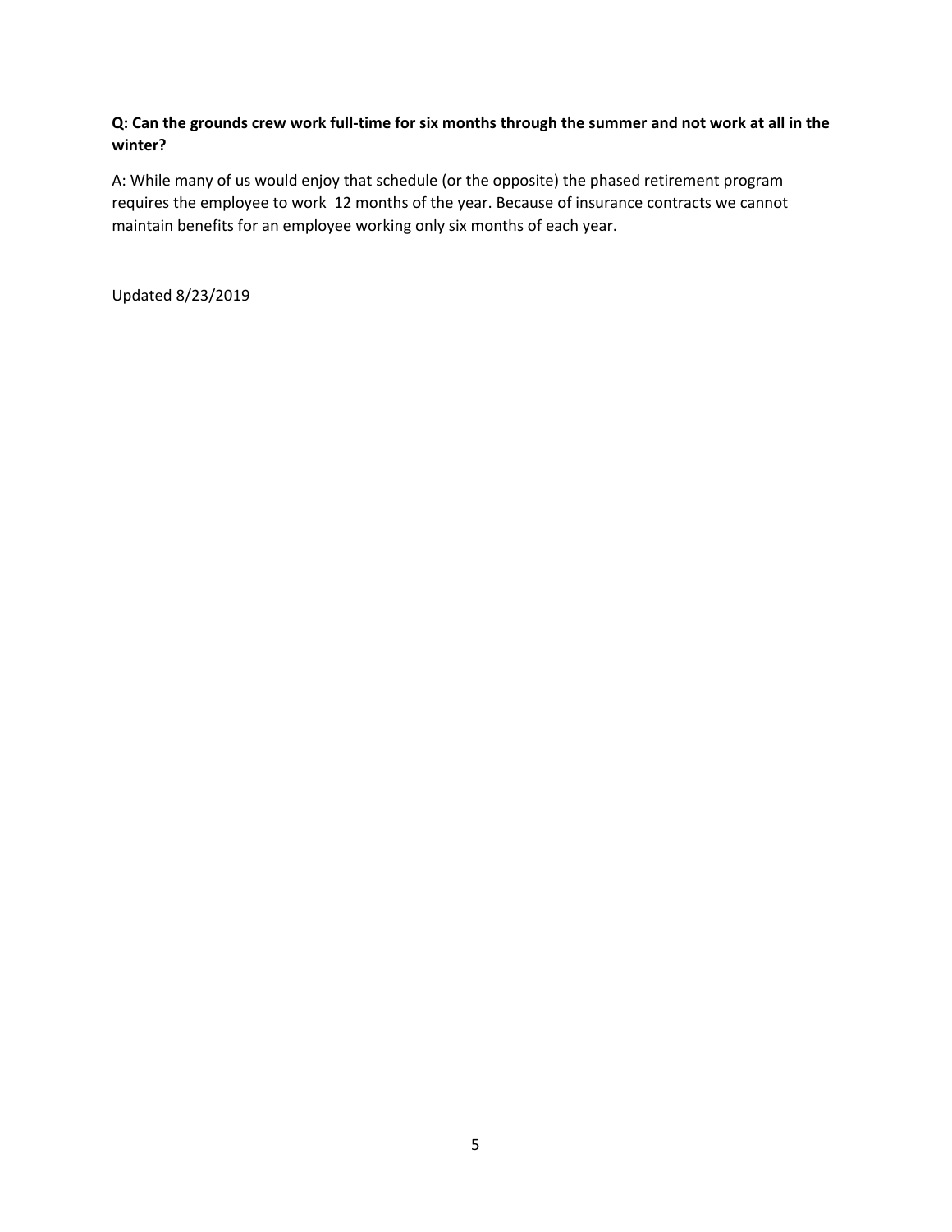**Q: Can the grounds crew work full-time for six months through the summer and not work at all in the winter?**

A: While many of us would enjoy that schedule (or the opposite) the phased retirement program requires the employee to work  12 months of the year. Because of insurance contracts we cannot maintain benefits for an employee working only six months of each year.

Updated 8/23/2019